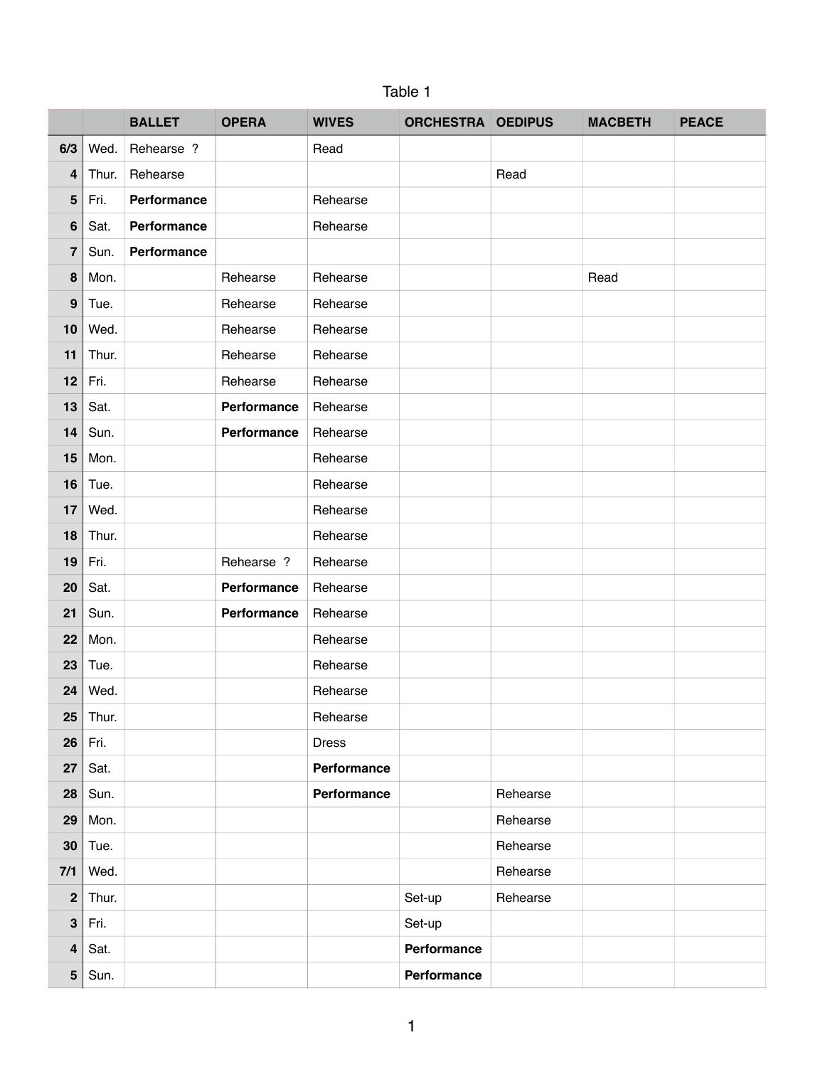Table 1

| | | BALLET | OPERA | WIVES | ORCHESTRA | OEDIPUS | MACBETH | PEACE |
|---|---|---|---|---|---|---|---|---|
| 6/3 | Wed. | Rehearse ? | | Read | | | | |
| 4 | Thur. | Rehearse | | | | Read | | |
| 5 | Fri. | **Performance** | | Rehearse | | | | |
| 6 | Sat. | **Performance** | | Rehearse | | | | |
| 7 | Sun. | **Performance** | | | | | | |
| 8 | Mon. | | Rehearse | Rehearse | | | Read | |
| 9 | Tue. | | Rehearse | Rehearse | | | | |
| 10 | Wed. | | Rehearse | Rehearse | | | | |
| 11 | Thur. | | Rehearse | Rehearse | | | | |
| 12 | Fri. | | Rehearse | Rehearse | | | | |
| 13 | Sat. | | **Performance** | Rehearse | | | | |
| 14 | Sun. | | **Performance** | Rehearse | | | | |
| 15 | Mon. | | | Rehearse | | | | |
| 16 | Tue. | | | Rehearse | | | | |
| 17 | Wed. | | | Rehearse | | | | |
| 18 | Thur. | | | Rehearse | | | | |
| 19 | Fri. | | Rehearse ? | Rehearse | | | | |
| 20 | Sat. | | **Performance** | Rehearse | | | | |
| 21 | Sun. | | **Performance** | Rehearse | | | | |
| 22 | Mon. | | | Rehearse | | | | |
| 23 | Tue. | | | Rehearse | | | | |
| 24 | Wed. | | | Rehearse | | | | |
| 25 | Thur. | | | Rehearse | | | | |
| 26 | Fri. | | | Dress | | | | |
| 27 | Sat. | | | **Performance** | | | | |
| 28 | Sun. | | | **Performance** | | Rehearse | | |
| 29 | Mon. | | | | | Rehearse | | |
| 30 | Tue. | | | | | Rehearse | | |
| 7/1 | Wed. | | | | | Rehearse | | |
| 2 | Thur. | | | | Set-up | Rehearse | | |
| 3 | Fri. | | | | Set-up | | | |
| 4 | Sat. | | | | **Performance** | | | |
| 5 | Sun. | | | | **Performance** | | | |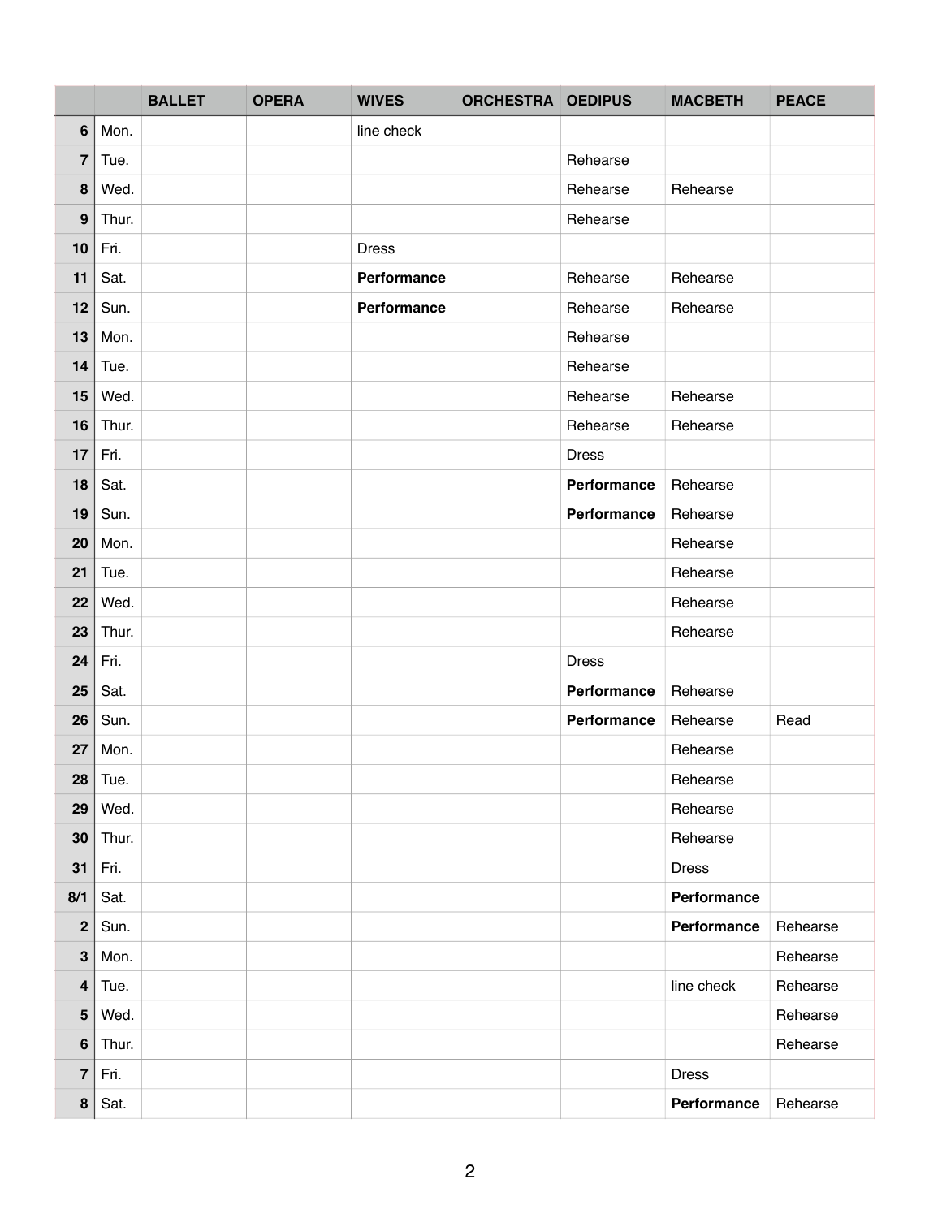| | | BALLET | OPERA | WIVES | ORCHESTRA | OEDIPUS | MACBETH | PEACE |
|---|---|---|---|---|---|---|---|---|
| 6 | Mon. | | | line check | | | | |
| 7 | Tue. | | | | | Rehearse | | |
| 8 | Wed. | | | | | Rehearse | Rehearse | |
| 9 | Thur. | | | | | Rehearse | | |
| 10 | Fri. | | | Dress | | | | |
| 11 | Sat. | | | **Performance** | | Rehearse | Rehearse | |
| 12 | Sun. | | | **Performance** | | Rehearse | Rehearse | |
| 13 | Mon. | | | | | Rehearse | | |
| 14 | Tue. | | | | | Rehearse | | |
| 15 | Wed. | | | | | Rehearse | Rehearse | |
| 16 | Thur. | | | | | Rehearse | Rehearse | |
| 17 | Fri. | | | | | Dress | | |
| 18 | Sat. | | | | | **Performance** | Rehearse | |
| 19 | Sun. | | | | | **Performance** | Rehearse | |
| 20 | Mon. | | | | | | Rehearse | |
| 21 | Tue. | | | | | | Rehearse | |
| 22 | Wed. | | | | | | Rehearse | |
| 23 | Thur. | | | | | | Rehearse | |
| 24 | Fri. | | | | | Dress | | |
| 25 | Sat. | | | | | **Performance** | Rehearse | |
| 26 | Sun. | | | | | **Performance** | Rehearse | Read |
| 27 | Mon. | | | | | | Rehearse | |
| 28 | Tue. | | | | | | Rehearse | |
| 29 | Wed. | | | | | | Rehearse | |
| 30 | Thur. | | | | | | Rehearse | |
| 31 | Fri. | | | | | | Dress | |
| 8/1 | Sat. | | | | | | **Performance** | |
| 2 | Sun. | | | | | | **Performance** | Rehearse |
| 3 | Mon. | | | | | | | Rehearse |
| 4 | Tue. | | | | | | line check | Rehearse |
| 5 | Wed. | | | | | | | Rehearse |
| 6 | Thur. | | | | | | | Rehearse |
| 7 | Fri. | | | | | | Dress | |
| 8 | Sat. | | | | | | **Performance** | Rehearse |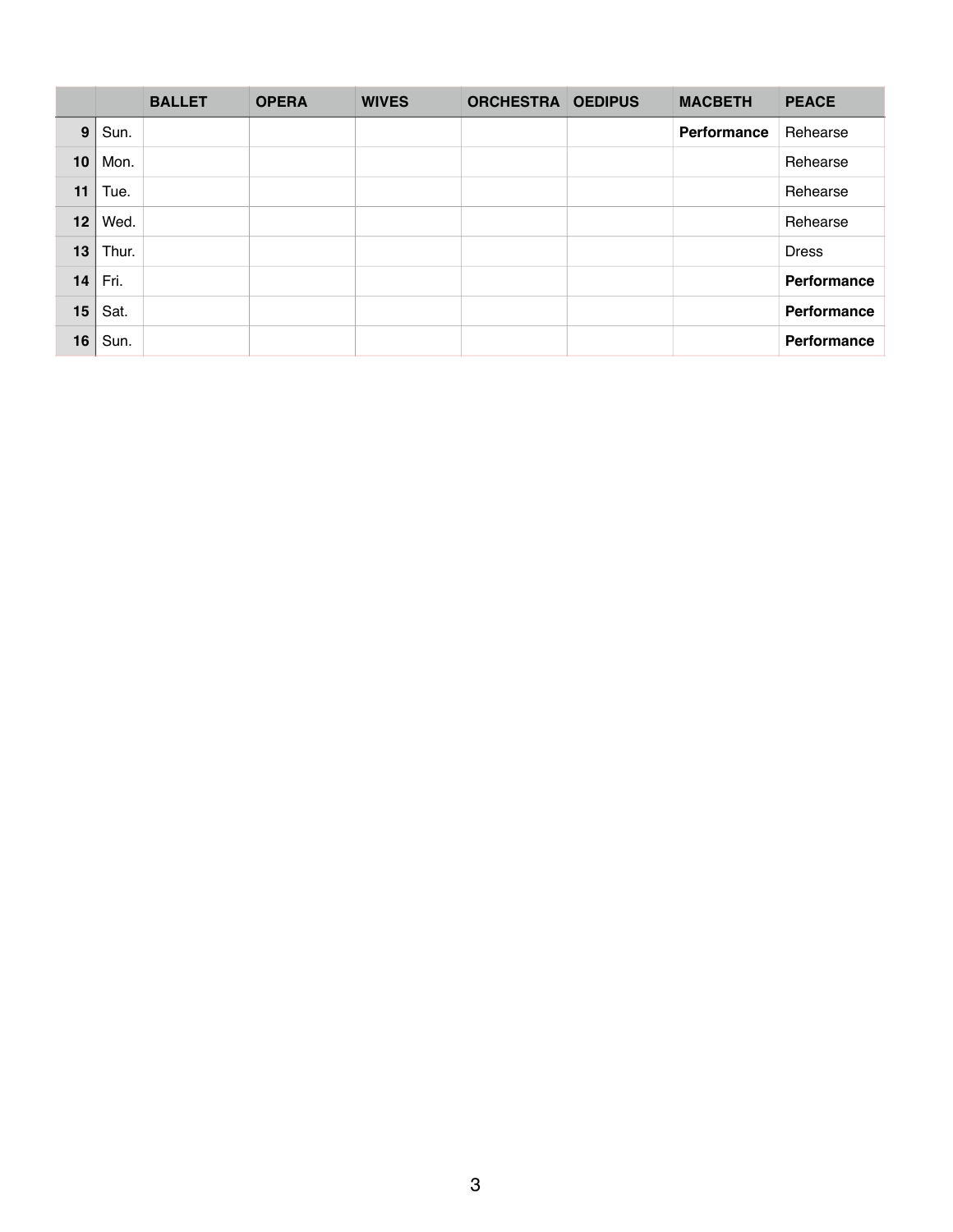| | | BALLET | OPERA | WIVES | ORCHESTRA | OEDIPUS | MACBETH | PEACE |
|---|---|---|---|---|---|---|---|---|
| 9 | Sun. | | | | | | **Performance** | Rehearse |
| 10 | Mon. | | | | | | | Rehearse |
| 11 | Tue. | | | | | | | Rehearse |
| 12 | Wed. | | | | | | | Rehearse |
| 13 | Thur. | | | | | | | Dress |
| 14 | Fri. | | | | | | | **Performance** |
| 15 | Sat. | | | | | | | **Performance** |
| 16 | Sun. | | | | | | | **Performance** |